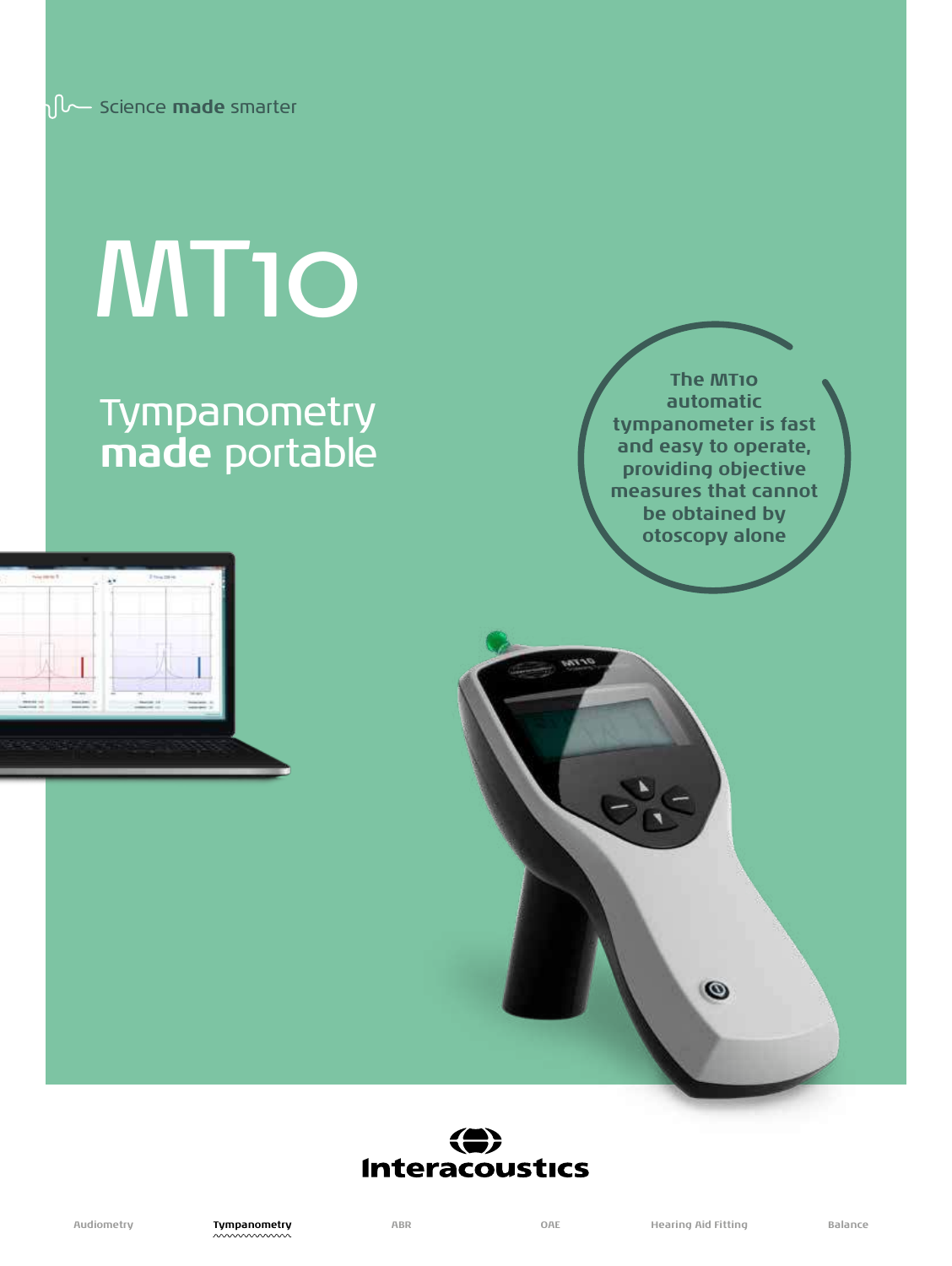Science **made** smarter

# MT10

## Tympanometry **made** portable

The MT10 automatic tympanometer is fast and easy to operate, providing objective measures that cannot be obtained by otoscopy alone

Interacoustics

Audiometry | **Tympanometry** | ABR | OAE | Hearing Aid Fitting | Balance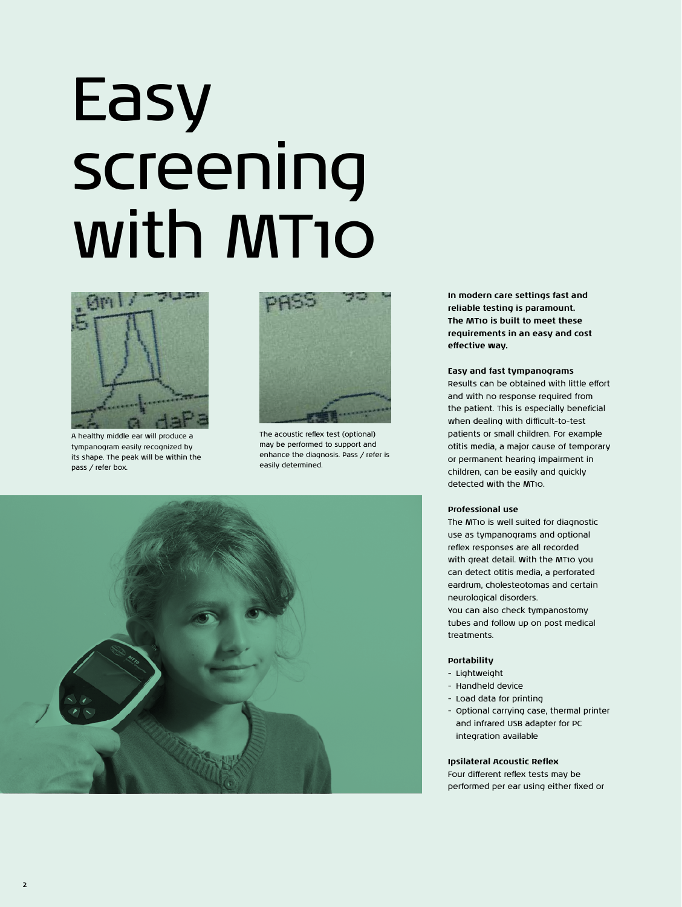# Easy screening with MT10

A healthy middle ear will produce a tympanogram easily recognized by its shape. The peak will be within the pass / refer box.

The acoustic reflex test (optional) may be performed to support and enhance the diagnosis. Pass / refer is easily determined.

**In modern care settings fast and reliable testing is paramount. The MT10 is built to meet these requirements in an easy and cost effective way.**

**Easy and fast tympanograms**
Results can be obtained with little effort and with no response required from the patient. This is especially beneficial when dealing with difficult-to-test patients or small children. For example otitis media, a major cause of temporary or permanent hearing impairment in children, can be easily and quickly detected with the MT10.

**Professional use**
The MT10 is well suited for diagnostic use as tympanograms and optional reflex responses are all recorded with great detail. With the MT10 you can detect otitis media, a perforated eardrum, cholesteotomas and certain neurological disorders.
You can also check tympanostomy tubes and follow up on post medical treatments.

**Portability**

- Lightweight
- Handheld device
- Load data for printing
- Optional carrying case, thermal printer and infrared USB adapter for PC integration available

**Ipsilateral Acoustic Reflex**
Four different reflex tests may be performed per ear using either fixed or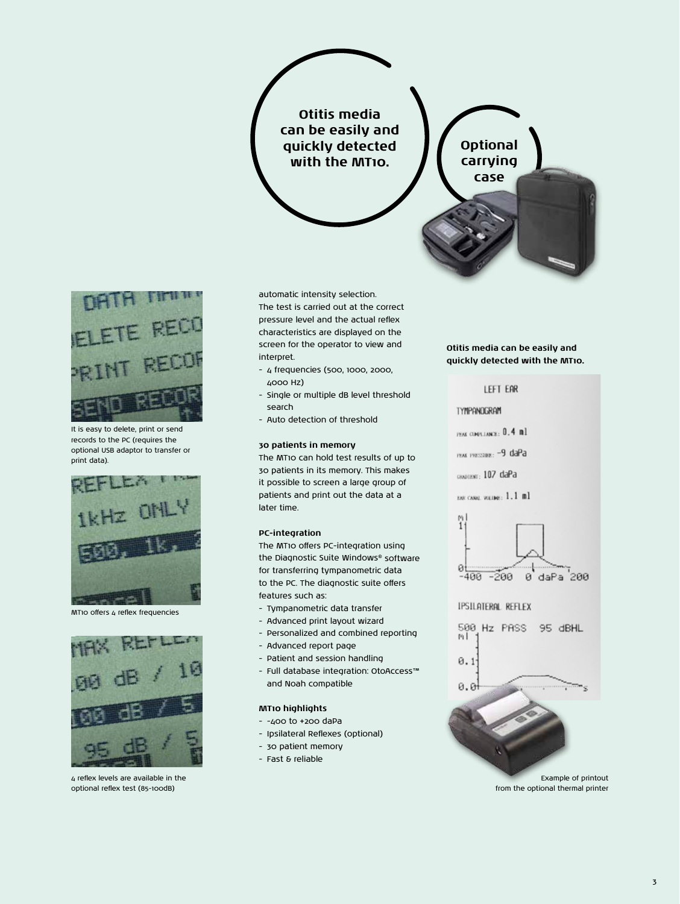**Otitis media can be easily and quickly detected with the MT10.**

**Optional carrying case**

It is easy to delete, print or send records to the PC (requires the optional USB adaptor to transfer or print data).

MT10 offers 4 reflex frequencies

4 reflex levels are available in the optional reflex test (85-100dB)

automatic intensity selection.
The test is carried out at the correct pressure level and the actual reflex characteristics are displayed on the screen for the operator to view and interpret.

- 4 frequencies (500, 1000, 2000, 4000 Hz)
- Single or multiple dB level threshold search
- Auto detection of threshold

### 30 patients in memory

The MT10 can hold test results of up to 30 patients in its memory. This makes it possible to screen a large group of patients and print out the data at a later time.

### PC-integration

The MT10 offers PC-integration using the Diagnostic Suite Windows® software for transferring tympanometric data to the PC. The diagnostic suite offers features such as:

- Tympanometric data transfer
- Advanced print layout wizard
- Personalized and combined reporting
- Advanced report page
- Patient and session handling
- Full database integration: OtoAccess™ and Noah compatible

### MT10 highlights

- -400 to +200 daPa
- Ipsilateral Reflexes (optional)
- 30 patient memory
- Fast & reliable

**Otitis media can be easily and quickly detected with the MT10.**

Example of printout from the optional thermal printer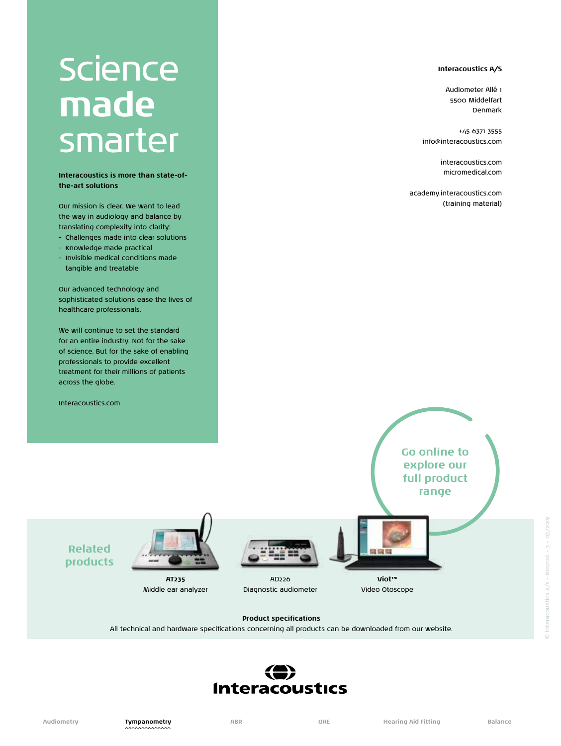# Science made smarter

**Interacoustics is more than state-of-the-art solutions**

Our mission is clear. We want to lead the way in audiology and balance by translating complexity into clarity:

- Challenges made into clear solutions
- Knowledge made practical
- Invisible medical conditions made tangible and treatable

Our advanced technology and sophisticated solutions ease the lives of healthcare professionals.

We will continue to set the standard for an entire industry. Not for the sake of science. But for the sake of enabling professionals to provide excellent treatment for their millions of patients across the globe.

Interacoustics.com

**Interacoustics A/S**

Audiometer Allé 1
5500 Middelfart
Denmark

+45 6371 3555
info@interacoustics.com

interacoustics.com
micromedical.com

academy.interacoustics.com
(training material)

Go online to explore our full product range

## Related products

**AT235**
Middle ear analyzer

AD226
Diagnostic audiometer

**Viot™**
Video Otoscope

**Product specifications**
All technical and hardware specifications concerning all products can be downloaded from our website.

© Interacoustics A/S - 8102126 - 3 - 03/2019

Interacoustics

Audiometry | **Tympanometry** | ABR | OAE | Hearing Aid Fitting | Balance